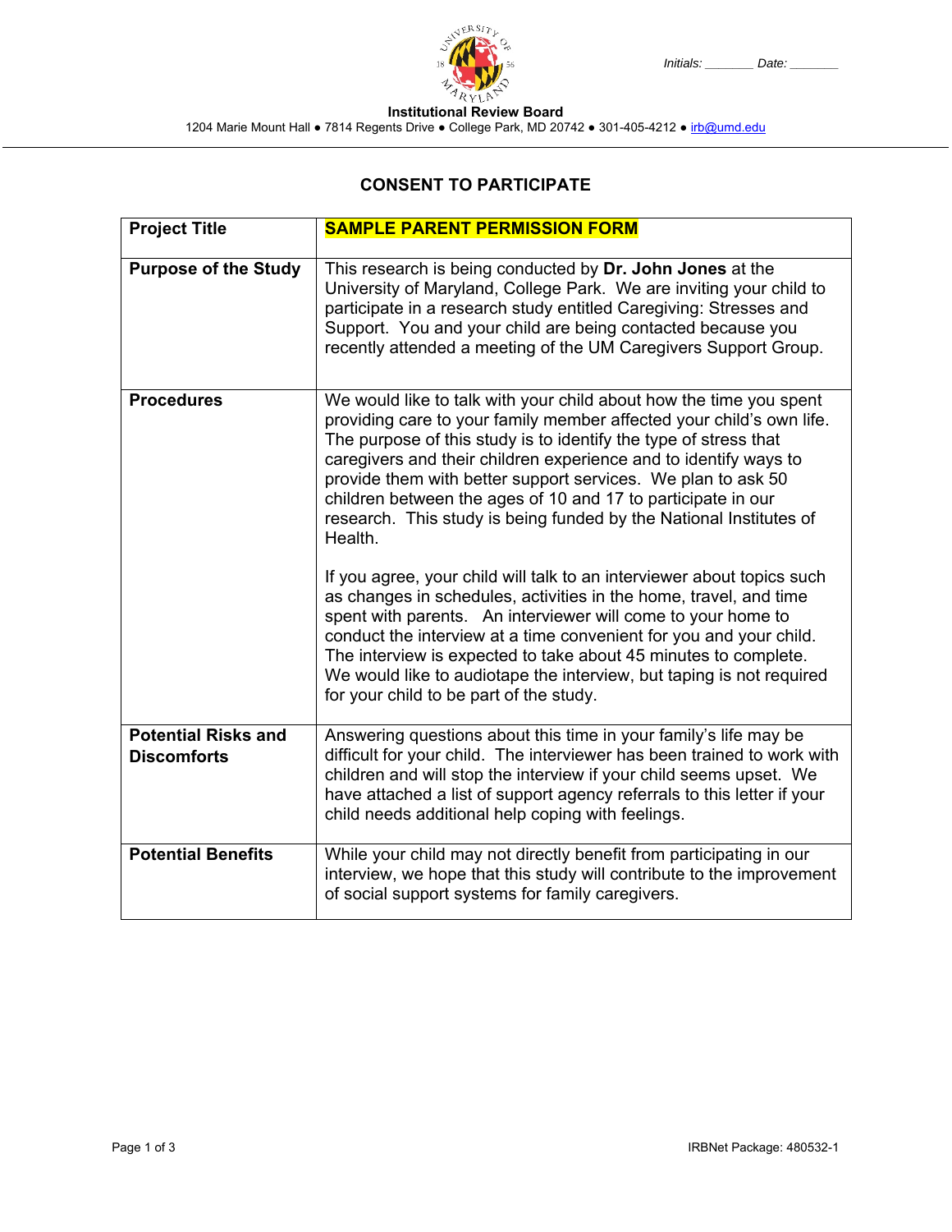Initials: _______ Date: _______

**Institutional Review Board**
1204 Marie Mount Hall ● 7814 Regents Drive ● College Park, MD 20742 ● 301-405-4212 ● irb@umd.edu

## CONSENT TO PARTICIPATE

| | |
|---|---|
| **Project Title** | **SAMPLE PARENT PERMISSION FORM** |
| **Purpose of the Study** | This research is being conducted by **Dr. John Jones** at the University of Maryland, College Park. We are inviting your child to participate in a research study entitled Caregiving: Stresses and Support. You and your child are being contacted because you recently attended a meeting of the UM Caregivers Support Group. |
| **Procedures** | We would like to talk with your child about how the time you spent providing care to your family member affected your child's own life. The purpose of this study is to identify the type of stress that caregivers and their children experience and to identify ways to provide them with better support services. We plan to ask 50 children between the ages of 10 and 17 to participate in our research. This study is being funded by the National Institutes of Health.<br><br>If you agree, your child will talk to an interviewer about topics such as changes in schedules, activities in the home, travel, and time spent with parents. An interviewer will come to your home to conduct the interview at a time convenient for you and your child. The interview is expected to take about 45 minutes to complete. We would like to audiotape the interview, but taping is not required for your child to be part of the study. |
| **Potential Risks and Discomforts** | Answering questions about this time in your family's life may be difficult for your child. The interviewer has been trained to work with children and will stop the interview if your child seems upset. We have attached a list of support agency referrals to this letter if your child needs additional help coping with feelings. |
| **Potential Benefits** | While your child may not directly benefit from participating in our interview, we hope that this study will contribute to the improvement of social support systems for family caregivers. |

IRBNet Package: 480532-1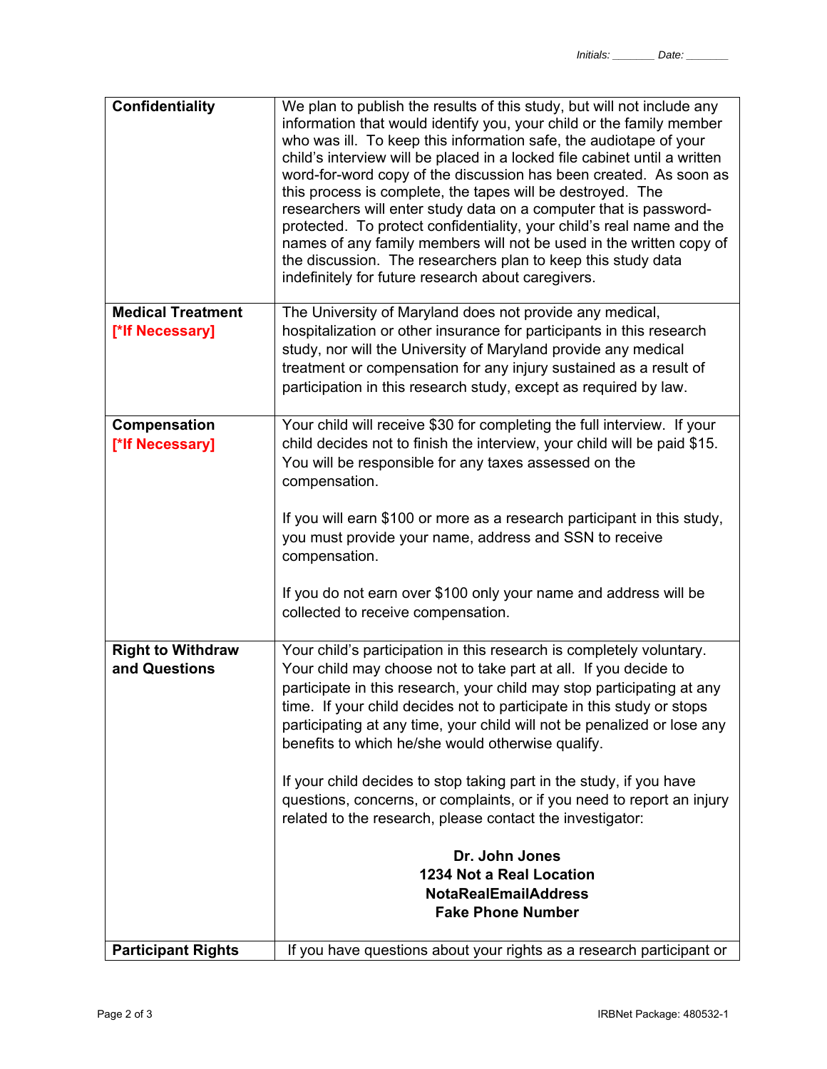Initials: _______ Date: _______

| | |
|---|---|
| **Confidentiality** | We plan to publish the results of this study, but will not include any information that would identify you, your child or the family member who was ill. To keep this information safe, the audiotape of your child's interview will be placed in a locked file cabinet until a written word-for-word copy of the discussion has been created. As soon as this process is complete, the tapes will be destroyed. The researchers will enter study data on a computer that is password-protected. To protect confidentiality, your child's real name and the names of any family members will not be used in the written copy of the discussion. The researchers plan to keep this study data indefinitely for future research about caregivers. |
| **Medical Treatment** **[*If Necessary]** | The University of Maryland does not provide any medical, hospitalization or other insurance for participants in this research study, nor will the University of Maryland provide any medical treatment or compensation for any injury sustained as a result of participation in this research study, except as required by law. |
| **Compensation** **[*If Necessary]** | Your child will receive $30 for completing the full interview. If your child decides not to finish the interview, your child will be paid $15. You will be responsible for any taxes assessed on the compensation.<br><br>If you will earn $100 or more as a research participant in this study, you must provide your name, address and SSN to receive compensation.<br><br>If you do not earn over $100 only your name and address will be collected to receive compensation. |
| **Right to Withdraw and Questions** | Your child's participation in this research is completely voluntary. Your child may choose not to take part at all. If you decide to participate in this research, your child may stop participating at any time. If your child decides not to participate in this study or stops participating at any time, your child will not be penalized or lose any benefits to which he/she would otherwise qualify.<br><br>If your child decides to stop taking part in the study, if you have questions, concerns, or complaints, or if you need to report an injury related to the research, please contact the investigator:<br><br>**Dr. John Jones**<br>**1234 Not a Real Location**<br>**NotaRealEmailAddress**<br>**Fake Phone Number** |
| **Participant Rights** | If you have questions about your rights as a research participant or |

IRBNet Package: 480532-1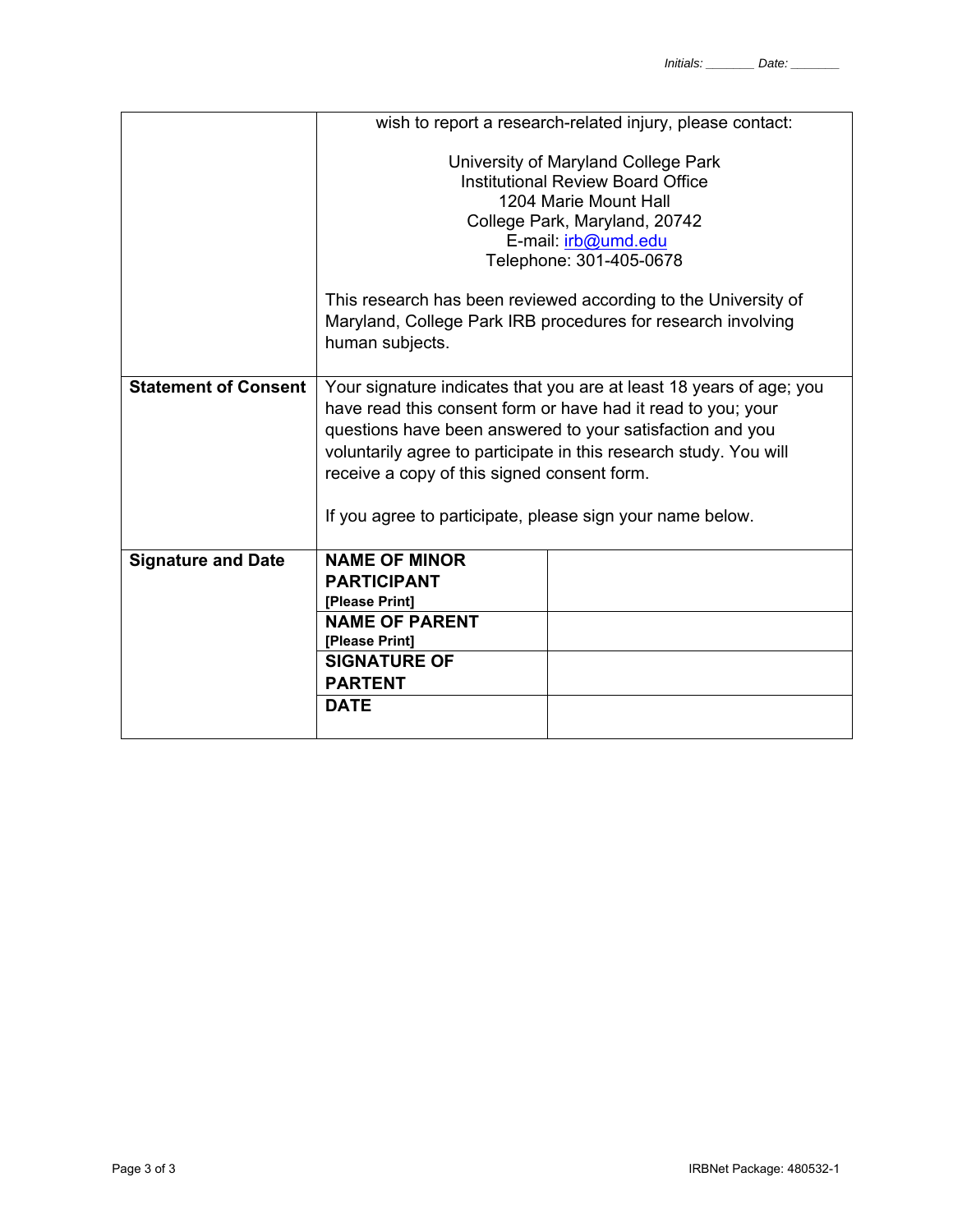| | | |
|---|---|---|
| | wish to report a research-related injury, please contact:<br><br>University of Maryland College Park<br>Institutional Review Board Office<br>1204 Marie Mount Hall<br>College Park, Maryland, 20742<br>E-mail: irb@umd.edu<br>Telephone: 301-405-0678<br><br>This research has been reviewed according to the University of Maryland, College Park IRB procedures for research involving human subjects. | |
| **Statement of Consent** | Your signature indicates that you are at least 18 years of age; you have read this consent form or have had it read to you; your questions have been answered to your satisfaction and you voluntarily agree to participate in this research study. You will receive a copy of this signed consent form.<br><br>If you agree to participate, please sign your name below. | |
| **Signature and Date** | **NAME OF MINOR PARTICIPANT**<br>**[Please Print]** | |
| | **NAME OF PARENT**<br>**[Please Print]** | |
| | **SIGNATURE OF PARTENT** | |
| | **DATE** | |